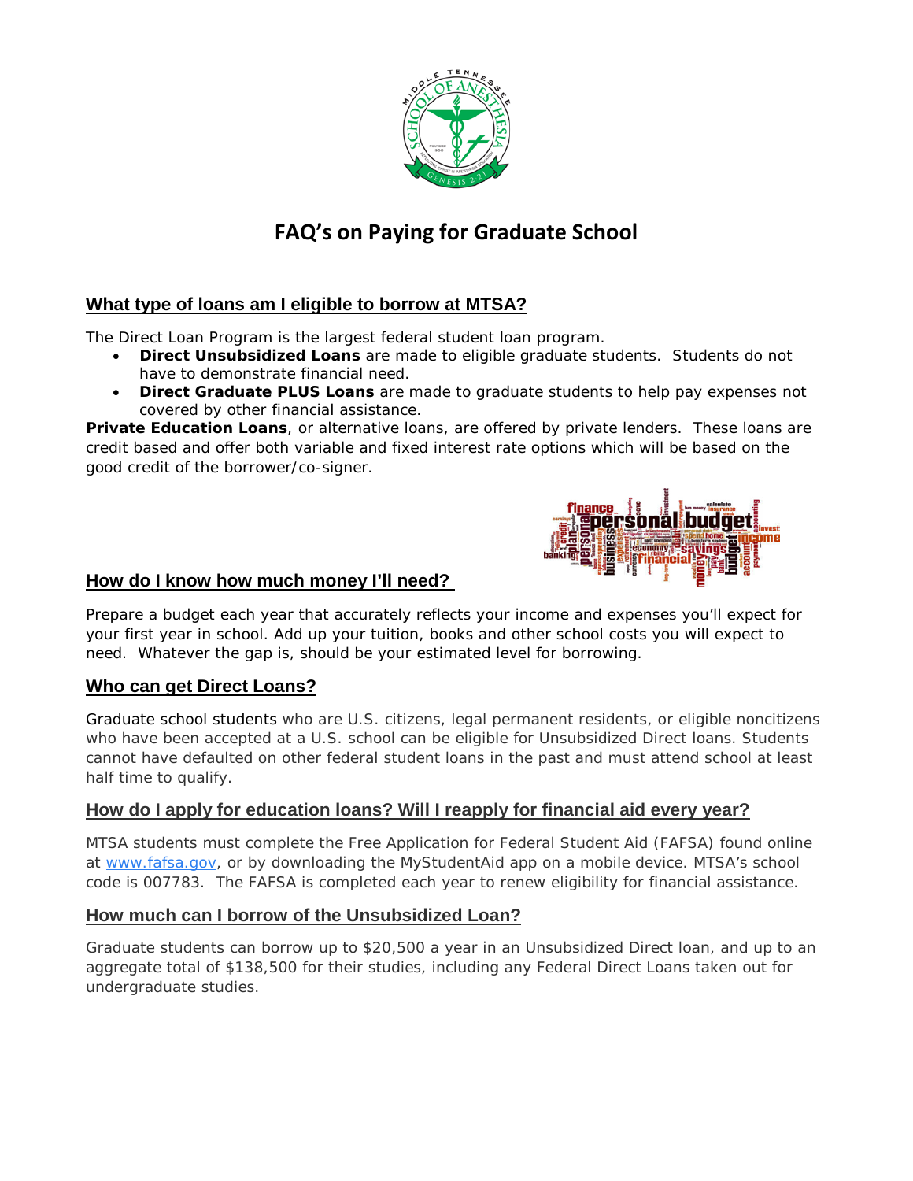# FAQ's on Paying for Graduate School

## What type of loans am I eligible to borrow at MTSA?

The Direct Loan Program is the largest federal student loan program.

- **Direct Unsubsidized Loans** are made to eligible graduate students. Students do not have to demonstrate financial need.
- **Direct Graduate PLUS Loans** are made to graduate students to help pay expenses not covered by other financial assistance.

**Private Education Loans**, or alternative loans, are offered by private lenders. These loans are credit based and offer both variable and fixed interest rate options which will be based on the good credit of the borrower/co-signer.

## How do I know how much money I'll need?

Prepare a budget each year that accurately reflects your income and expenses you'll expect for your first year in school. Add up your tuition, books and other school costs you will expect to need. Whatever the gap is, should be your estimated level for borrowing.

## Who can get Direct Loans?

Graduate school students who are U.S. citizens, legal permanent residents, or eligible noncitizens who have been accepted at a U.S. school can be eligible for Unsubsidized Direct loans. Students cannot have defaulted on other federal student loans in the past and must attend school at least half time to qualify.

## How do I apply for education loans? Will I reapply for financial aid every year?

MTSA students must complete the Free Application for Federal Student Aid (FAFSA) found online at www.fafsa.gov, or by downloading the MyStudentAid app on a mobile device. MTSA's school code is 007783. The FAFSA is completed each year to renew eligibility for financial assistance.

## How much can I borrow of the Unsubsidized Loan?

Graduate students can borrow up to $20,500 a year in an Unsubsidized Direct loan, and up to an aggregate total of $138,500 for their studies, including any Federal Direct Loans taken out for undergraduate studies.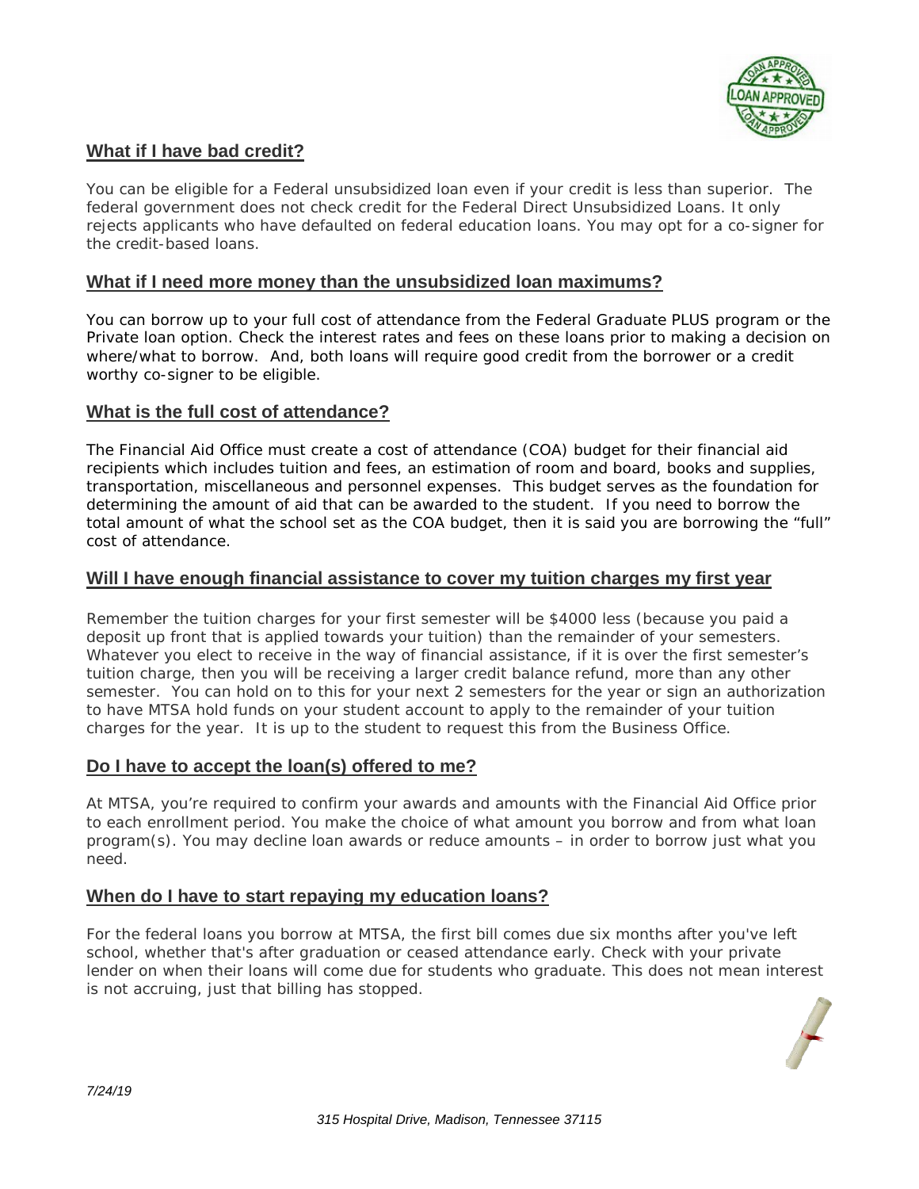## What if I have bad credit?

You can be eligible for a Federal unsubsidized loan even if your credit is less than superior. The federal government does not check credit for the Federal Direct Unsubsidized Loans. It only rejects applicants who have defaulted on federal education loans. You may opt for a co-signer for the credit-based loans.

## What if I need more money than the unsubsidized loan maximums?

You can borrow up to your full cost of attendance from the Federal Graduate PLUS program or the Private loan option. Check the interest rates and fees on these loans prior to making a decision on where/what to borrow. And, both loans will require good credit from the borrower or a credit worthy co-signer to be eligible.

## What is the full cost of attendance?

The Financial Aid Office must create a cost of attendance (COA) budget for their financial aid recipients which includes tuition and fees, an estimation of room and board, books and supplies, transportation, miscellaneous and personnel expenses. This budget serves as the foundation for determining the amount of aid that can be awarded to the student. If you need to borrow the total amount of what the school set as the COA budget, then it is said you are borrowing the "full" cost of attendance.

## Will I have enough financial assistance to cover my tuition charges my first year

Remember the tuition charges for your first semester will be $4000 less (because you paid a deposit up front that is applied towards your tuition) than the remainder of your semesters. Whatever you elect to receive in the way of financial assistance, if it is over the first semester's tuition charge, then you will be receiving a larger credit balance refund, more than any other semester. You can hold on to this for your next 2 semesters for the year or sign an authorization to have MTSA hold funds on your student account to apply to the remainder of your tuition charges for the year. It is up to the student to request this from the Business Office.

## Do I have to accept the loan(s) offered to me?

At MTSA, you're required to confirm your awards and amounts with the Financial Aid Office prior to each enrollment period. You make the choice of what amount you borrow and from what loan program(s). You may decline loan awards or reduce amounts – in order to borrow just what you need.

## When do I have to start repaying my education loans?

For the federal loans you borrow at MTSA, the first bill comes due six months after you've left school, whether that's after graduation or ceased attendance early. Check with your private lender on when their loans will come due for students who graduate. This does not mean interest is not accruing, just that billing has stopped.

*7/24/19*

*315 Hospital Drive, Madison, Tennessee 37115*